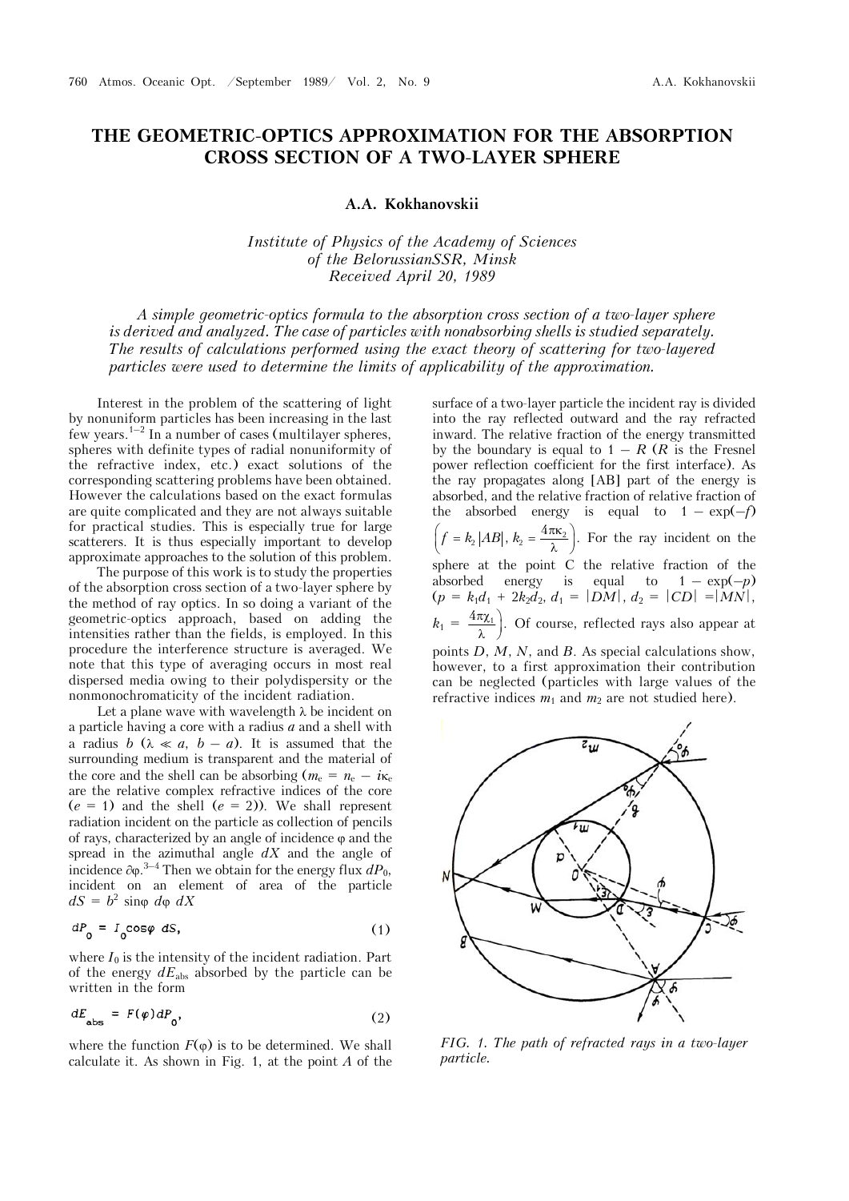# THE GEOMETRIC-OPTICS APPROXIMATION FOR THE ABSORPTION CROSS SECTION OF A TWO-LAYER SPHERE

**A.A. Kokhanovskii**

*Institute of Physics of the Academy of Sciences of the BelorussianSSR, Minsk*
*Received April 20, 1989*

*A simple geometric-optics formula to the absorption cross section of a two-layer sphere is derived and analyzed. The case of particles with nonabsorbing shells is studied separately. The results of calculations performed using the exact theory of scattering for two-layered particles were used to determine the limits of applicability of the approximation.*

Interest in the problem of the scattering of light by nonuniform particles has been increasing in the last few years.[1–2] In a number of cases (multilayer spheres, spheres with definite types of radial nonuniformity of the refractive index, etc.) exact solutions of the corresponding scattering problems have been obtained. However the calculations based on the exact formulas are quite complicated and they are not always suitable for practical studies. This is especially true for large scatterers. It is thus especially important to develop approximate approaches to the solution of this problem.

The purpose of this work is to study the properties of the absorption cross section of a two-layer sphere by the method of ray optics. In so doing a variant of the geometric-optics approach, based on adding the intensities rather than the fields, is employed. In this procedure the interference structure is averaged. We note that this type of averaging occurs in most real dispersed media owing to their polydispersity or the nonmonochromaticity of the incident radiation.

Let a plane wave with wavelength $\lambda$ be incident on a particle having a core with a radius $a$ and a shell with a radius $b$ ($\lambda \ll a,\ b - a$). It is assumed that the surrounding medium is transparent and the material of the core and the shell can be absorbing ($m_e = n_e - i\kappa_e$ are the relative complex refractive indices of the core ($e = 1$) and the shell ($e = 2$)). We shall represent radiation incident on the particle as collection of pencils of rays, characterized by an angle of incidence $\varphi$ and the spread in the azimuthal angle $dX$ and the angle of incidence $\partial\varphi$.[3–4] Then we obtain for the energy flux $dP_0$, incident on an element of area of the particle $dS = b^2 \sin\varphi\, d\varphi\, dX$

$$dP_0 = I_0 \cos\varphi\, dS, \tag{1}$$

where $I_0$ is the intensity of the incident radiation. Part of the energy $dE_{abs}$ absorbed by the particle can be written in the form

$$dE_{abs} = F(\varphi)\, dP_0, \tag{2}$$

where the function $F(\varphi)$ is to be determined. We shall calculate it. As shown in Fig. 1, at the point $A$ of the surface of a two-layer particle the incident ray is divided into the ray reflected outward and the ray refracted inward. The relative fraction of the energy transmitted by the boundary is equal to $1 - R$ ($R$ is the Fresnel power reflection coefficient for the first interface). As the ray propagates along [AB] part of the energy is absorbed, and the relative fraction of relative fraction of the absorbed energy is equal to $1 - \exp(-f)$ $\left(f = k_2|AB|,\ k_2 = \dfrac{4\pi\kappa_2}{\lambda}\right)$. For the ray incident on the sphere at the point C the relative fraction of the absorbed energy is equal to $1 - \exp(-p)$ ($p = k_1 d_1 + 2k_2 d_2$, $d_1 = |DM|$, $d_2 = |CD| = |MN|$, $k_1 = \dfrac{4\pi\chi_1}{\lambda}$). Of course, reflected rays also appear at points $D$, $M$, $N$, and $B$. As special calculations show, however, to a first approximation their contribution can be neglected (particles with large values of the refractive indices $m_1$ and $m_2$ are not studied here).

*FIG. 1. The path of refracted rays in a two-layer particle.*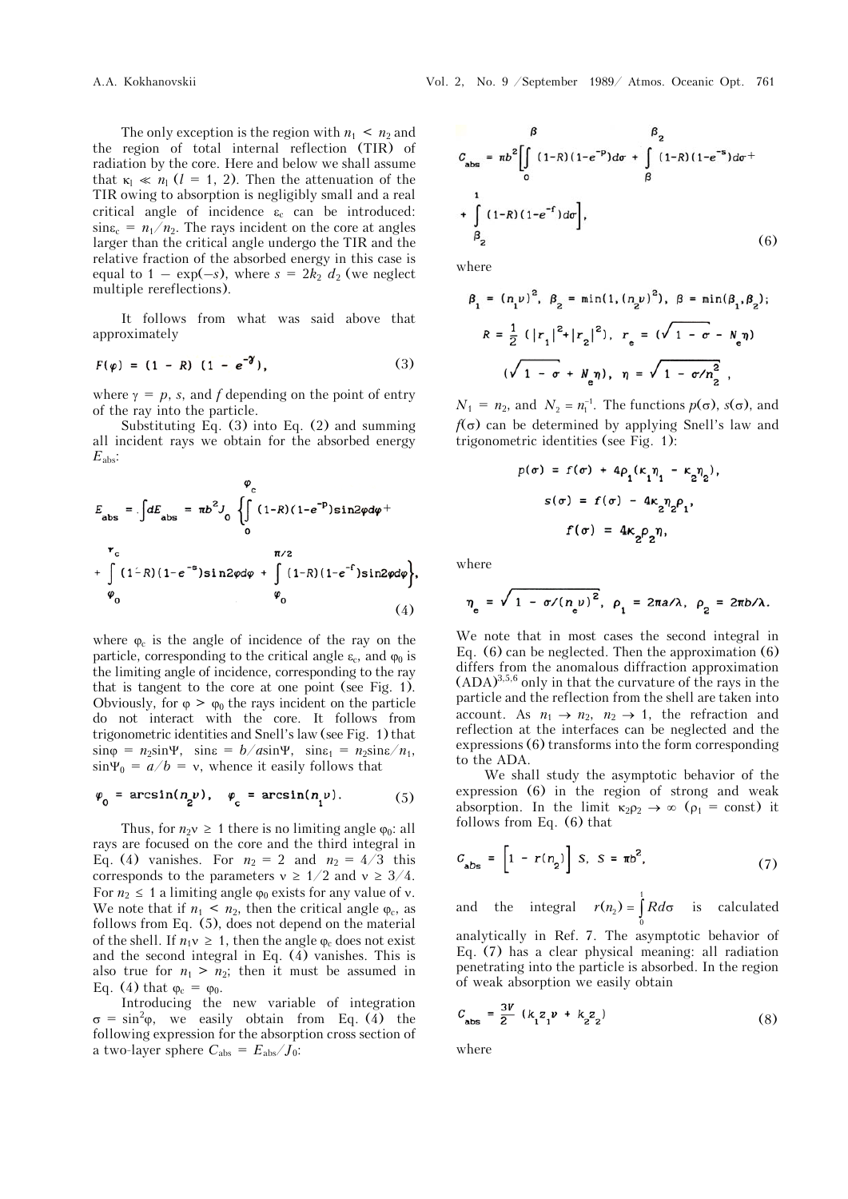The only exception is the region with $n_1 < n_2$ and the region of total internal reflection (TIR) of radiation by the core. Here and below we shall assume that $\kappa_l \ll n_l$ ($l = 1, 2$). Then the attenuation of the TIR owing to absorption is negligibly small and a real critical angle of incidence $\varepsilon_c$ can be introduced: $\sin\varepsilon_c = n_1/n_2$. The rays incident on the core at angles larger than the critical angle undergo the TIR and the relative fraction of the absorbed energy in this case is equal to $1 - \exp(-s)$, where $s = 2k_2 d_2$ (we neglect multiple rereflections).

It follows from what was said above that approximately

$$F(\varphi) = (1 - R)\,(1 - e^{-\gamma}), \tag{3}$$

where $\gamma = p$, $s$, and $f$ depending on the point of entry of the ray into the particle.

Substituting Eq. (3) into Eq. (2) and summing all incident rays we obtain for the absorbed energy $E_{\text{abs}}$:

$$E_{\text{abs}} = \int dE_{\text{abs}} = \pi b^2 J_0 \left\{ \int_0^{\varphi_c} (1-R)(1-e^{-p})\sin 2\varphi d\varphi + \int_{\varphi_0}^{\varphi_c} (1-R)(1-e^{-s})\sin 2\varphi d\varphi + \int_{\varphi_0}^{\pi/2} (1-R)(1-e^{-f})\sin 2\varphi d\varphi \right\}, \tag{4}$$

where $\varphi_c$ is the angle of incidence of the ray on the particle, corresponding to the critical angle $\varepsilon_c$, and $\varphi_0$ is the limiting angle of incidence, corresponding to the ray that is tangent to the core at one point (see Fig. 1). Obviously, for $\varphi > \varphi_0$ the rays incident on the particle do not interact with the core. It follows from trigonometric identities and Snell's law (see Fig. 1) that $\sin\varphi = n_2 \sin\Psi$, $\sin\varepsilon = b/a \sin\Psi$, $\sin\varepsilon_1 = n_2 \sin\varepsilon / n_1$, $\sin\Psi_0 = a/b = \nu$, whence it easily follows that

$$\varphi_0 = \arcsin(n_2\nu), \quad \varphi_c = \arcsin(n_1\nu). \tag{5}$$

Thus, for $n_2\nu \geq 1$ there is no limiting angle $\varphi_0$: all rays are focused on the core and the third integral in Eq. (4) vanishes. For $n_2 = 2$ and $n_2 = 4/3$ this corresponds to the parameters $\nu \geq 1/2$ and $\nu \geq 3/4$. For $n_2 \leq 1$ a limiting angle $\varphi_0$ exists for any value of $\nu$. We note that if $n_1 < n_2$, then the critical angle $\varphi_c$, as follows from Eq. (5), does not depend on the material of the shell. If $n_1\nu \geq 1$, then the angle $\varphi_c$ does not exist and the second integral in Eq. (4) vanishes. This is also true for $n_1 > n_2$; then it must be assumed in Eq. (4) that $\varphi_c = \varphi_0$.

Introducing the new variable of integration $\sigma = \sin^2\varphi$, we easily obtain from Eq. (4) the following expression for the absorption cross section of a two-layer sphere $C_{\text{abs}} = E_{\text{abs}}/J_0$:

$$C_{\text{abs}} = \pi b^2 \left[ \int_0^{\beta} (1-R)(1-e^{-p})d\sigma + \int_{\beta}^{\beta_2} (1-R)(1-e^{-s})d\sigma + \int_{\beta_2}^{1} (1-R)(1-e^{-f})d\sigma \right], \tag{6}$$

where

$$\beta_1 = (n_1\nu)^2, \quad \beta_2 = \min(1, (n_2\nu)^2), \quad \beta = \min(\beta_1, \beta_2);$$

$$R = \frac{1}{2}\left(|r_1|^2 + |r_2|^2\right), \quad r_e = \left(\sqrt{1-\sigma} - N_e\eta\right)$$

$$\left(\sqrt{1-\sigma} + N_e\eta\right), \quad \eta = \sqrt{1 - \sigma/n_2^2},$$

$N_1 = n_2$, and $N_2 = n_1^{-1}$. The functions $p(\sigma)$, $s(\sigma)$, and $f(\sigma)$ can be determined by applying Snell's law and trigonometric identities (see Fig. 1):

$$p(\sigma) = f(\sigma) + 4\rho_1(\kappa_1\eta_1 - \kappa_2\eta_2),$$

$$s(\sigma) = f(\sigma) - 4\kappa_2\eta_2\rho_1,$$

$$f(\sigma) = 4\kappa_2\rho_2\eta,$$

where

$$\eta_e = \sqrt{1 - \sigma/(n_e\nu)^2}, \quad \rho_1 = 2\pi a/\lambda, \quad \rho_2 = 2\pi b/\lambda.$$

We note that in most cases the second integral in Eq. (6) can be neglected. Then the approximation (6) differs from the anomalous diffraction approximation (ADA)[3,5,6] only in that the curvature of the rays in the particle and the reflection from the shell are taken into account. As $n_1 \to n_2$, $n_2 \to 1$, the refraction and reflection at the interfaces can be neglected and the expressions (6) transforms into the form corresponding to the ADA.

We shall study the asymptotic behavior of the expression (6) in the region of strong and weak absorption. In the limit $\kappa_2\rho_2 \to \infty$ ($\rho_1 = \text{const}$) it follows from Eq. (6) that

$$C_{\text{abs}} = \left[1 - r(n_2)\right] S, \quad S = \pi b^2, \tag{7}$$

and the integral $r(n_2) = \int_0^1 R d\sigma$ is calculated analytically in Ref. 7. The asymptotic behavior of Eq. (7) has a clear physical meaning: all radiation penetrating into the particle is absorbed. In the region of weak absorption we easily obtain

$$C_{\text{abs}} = \frac{3V}{2}\left(k_1 z_1 \nu + k_2 z_2\right) \tag{8}$$

where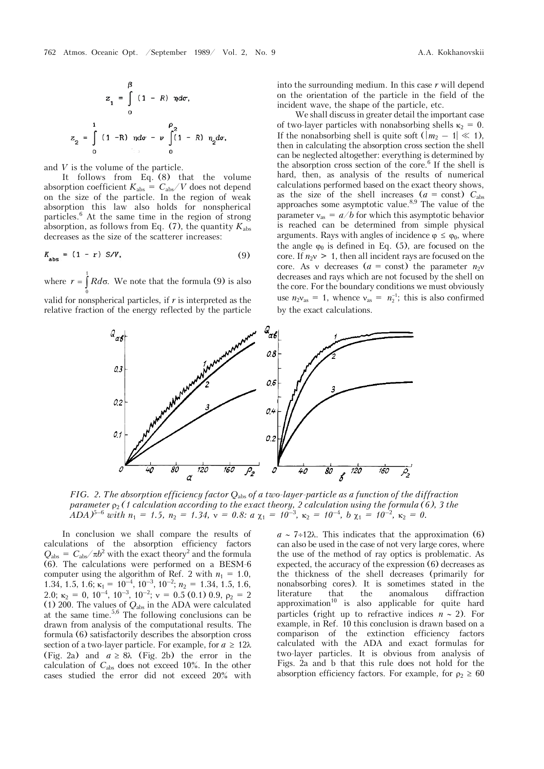$$z_1 = \int_0^{\beta} (1 - R)\, \eta d\sigma,$$

$$z_2 = \int_0^{1} (1 - R)\, \eta d\sigma - \nu \int_0^{\rho_2} (1 - R)\, \eta_2 d\sigma,$$

and $V$ is the volume of the particle.

It follows from Eq. (8) that the volume absorption coefficient $K_{abs} = C_{abs}/V$ does not depend on the size of the particle. In the region of weak absorption this law also holds for nonspherical particles.[6] At the same time in the region of strong absorption, as follows from Eq. (7), the quantity $K_{abs}$ decreases as the size of the scatterer increases:

$$K_{abs} = (1 - r)\, S/V, \tag{9}$$

where $r = \int_0^1 R d\sigma$. We note that the formula (9) is also valid for nonspherical particles, if $r$ is interpreted as the relative fraction of the energy reflected by the particle into the surrounding medium. In this case $r$ will depend on the orientation of the particle in the field of the incident wave, the shape of the particle, etc.

We shall discuss in greater detail the important case of two-layer particles with nonabsorbing shells $\kappa_2 = 0$. If the nonabsorbing shell is quite soft ($|m_2 - 1| \ll 1$), then in calculating the absorption cross section the shell can be neglected altogether: everything is determined by the absorption cross section of the core.[6] If the shell is hard, then, as analysis of the results of numerical calculations performed based on the exact theory shows, as the size of the shell increases ($a$ = const) $C_{abs}$ approaches some asymptotic value.[8,9] The value of the parameter $\nu_{as} = a/b$ for which this asymptotic behavior is reached can be determined from simple physical arguments. Rays with angles of incidence $\varphi \leq \varphi_0$, where the angle $\varphi_0$ is defined in Eq. (5), are focused on the core. If $n_2\nu > 1$, then all incident rays are focused on the core. As $\nu$ decreases ($a$ = const) the parameter $n_2\nu$ decreases and rays which are not focused by the shell on the core. For the boundary conditions we must obviously use $n_2\nu_{as} = 1$, whence $\nu_{as} = n_2^{-1}$; this is also confirmed by the exact calculations.

*FIG. 2. The absorption efficiency factor $Q_{abs}$ of a two-layer-particle as a function of the diffraction parameter $\rho_2$ (1 calculation according to the exact theory, 2 calculation using the formula (6), 3 the ADA)[5–6] with $n_1 = 1.5$, $n_2 = 1.34$, $\nu = 0.8$: a $\chi_1 = 10^{-3}$, $\kappa_2 = 10^{-4}$, b $\chi_1 = 10^{-2}$, $\kappa_2 = 0$.*

In conclusion we shall compare the results of calculations of the absorption efficiency factors $Q_{abs} = C_{abs}/\pi b^2$ with the exact theory[2] and the formula (6). The calculations were performed on a BESM-6 computer using the algorithm of Ref. 2 with $n_1 = 1.0$, 1.34, 1.5, 1.6; $\kappa_1 = 10^{-4}$, $10^{-3}$, $10^{-2}$; $n_2 = 1.34$, 1.5, 1.6, 2.0; $\kappa_2 = 0$, $10^{-4}$, $10^{-3}$, $10^{-2}$; $\nu = 0.5$ (0.1) 0.9, $\rho_2 = 2$ (1) 200. The values of $Q_{abs}$ in the ADA were calculated at the same time.[5,6] The following conclusions can be drawn from analysis of the computational results. The formula (6) satisfactorily describes the absorption cross section of a two-layer particle. For example, for $a \geq 12\lambda$ (Fig. 2a) and $a \geq 8\lambda$ (Fig. 2b) the error in the calculation of $C_{abs}$ does not exceed 10%. In the other cases studied the error did not exceed 20% with $a \sim 7 \div 12\lambda$. This indicates that the approximation (6) can also be used in the case of not very large cores, where the use of the method of ray optics is problematic. As expected, the accuracy of the expression (6) decreases as the thickness of the shell decreases (primarily for nonabsorbing cores). It is sometimes stated in the literature that the anomalous diffraction approximation[10] is also applicable for quite hard particles (right up to refractive indices $n \sim 2$). For example, in Ref. 10 this conclusion is drawn based on a comparison of the extinction efficiency factors calculated with the ADA and exact formulas for two-layer particles. It is obvious from analysis of Figs. 2a and b that this rule does not hold for the absorption efficiency factors. For example, for $\rho_2 \geq 60$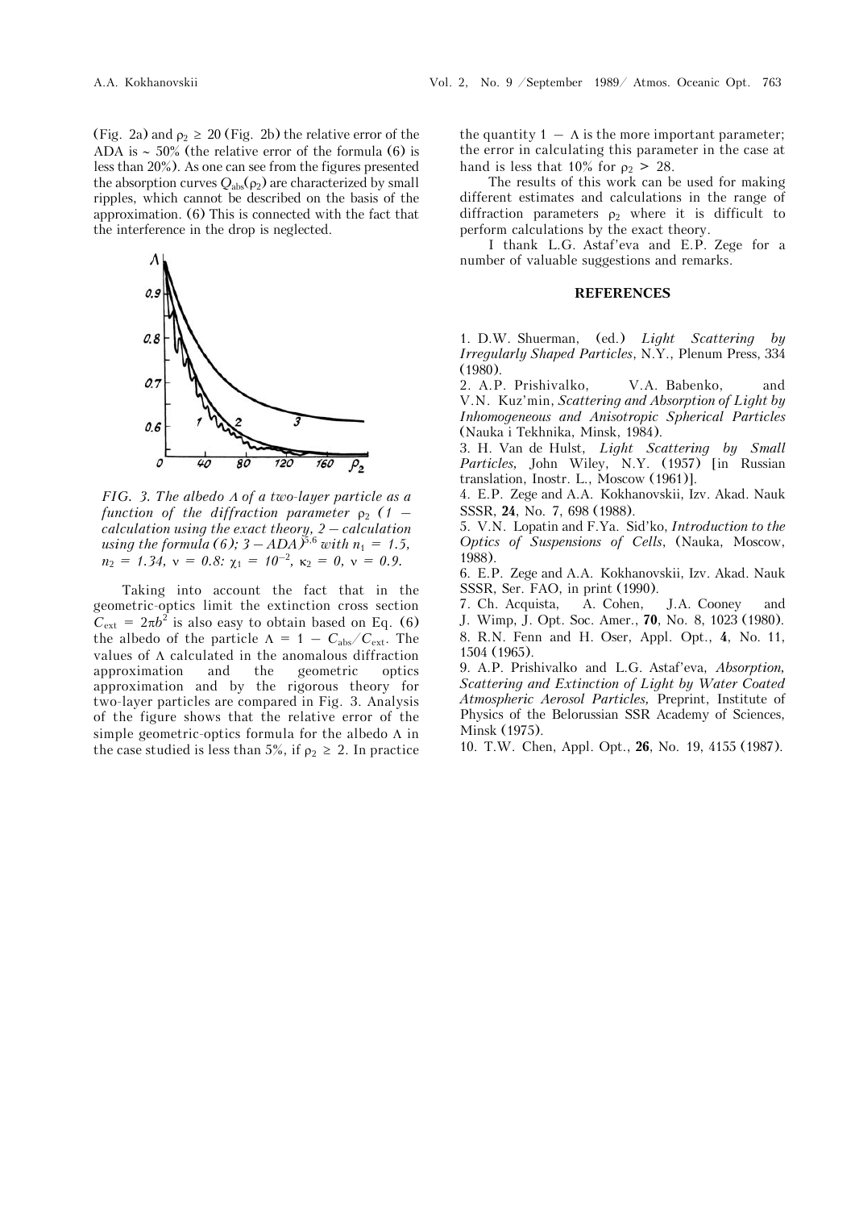(Fig. 2a) and $\rho_2 \geq 20$ (Fig. 2b) the relative error of the ADA is ~ 50% (the relative error of the formula (6) is less than 20%). As one can see from the figures presented the absorption curves $Q_{\rm abs}(\rho_2)$ are characterized by small ripples, which cannot be described on the basis of the approximation. (6) This is connected with the fact that the interference in the drop is neglected.

Λ
0.9
0.8
0.7
0.6
1
2
3
0
40
80
120
160
$\rho_2$

*FIG. 3. The albedo Λ of a two-layer particle as a function of the diffraction parameter $\rho_2$ (1 – calculation using the exact theory, 2 – calculation using the formula (6); 3 – ADA)[5,6] with $n_1 = 1.5$, $n_2 = 1.34$, $\nu = 0.8$: $\chi_1 = 10^{-2}$, $\kappa_2 = 0$, $\nu = 0.9$.*

Taking into account the fact that in the geometric-optics limit the extinction cross section $C_{\rm ext} = 2\pi b^2$ is also easy to obtain based on Eq. (6) the albedo of the particle $\Lambda = 1 - C_{\rm abs}/C_{\rm ext}$. The values of Λ calculated in the anomalous diffraction approximation and the geometric optics approximation and by the rigorous theory for two-layer particles are compared in Fig. 3. Analysis of the figure shows that the relative error of the simple geometric-optics formula for the albedo Λ in the case studied is less than 5%, if $\rho_2 \geq 2$. In practice the quantity $1 - \Lambda$ is the more important parameter; the error in calculating this parameter in the case at hand is less that 10% for $\rho_2 > 28$.

The results of this work can be used for making different estimates and calculations in the range of diffraction parameters $\rho_2$ where it is difficult to perform calculations by the exact theory.

I thank L.G. Astaf'eva and E.P. Zege for a number of valuable suggestions and remarks.

## REFERENCES

1. D.W. Shuerman, (ed.) *Light Scattering by Irregularly Shaped Particles*, N.Y., Plenum Press, 334 (1980).
2. A.P. Prishivalko, V.A. Babenko, and V.N. Kuz'min, *Scattering and Absorption of Light by Inhomogeneous and Anisotropic Spherical Particles* (Nauka i Tekhnika, Minsk, 1984).
3. H. Van de Hulst, *Light Scattering by Small Particles,* John Wiley, N.Y. (1957) [in Russian translation, Inostr. L., Moscow (1961)].
4. E.P. Zege and A.A. Kokhanovskii, Izv. Akad. Nauk SSSR, **24**, No. 7, 698 (1988).
5. V.N. Lopatin and F.Ya. Sid'ko, *Introduction to the Optics of Suspensions of Cells*, (Nauka, Moscow, 1988).
6. E.P. Zege and A.A. Kokhanovskii, Izv. Akad. Nauk SSSR, Ser. FAO, in print (1990).
7. Ch. Acquista, A. Cohen, J.A. Cooney and J. Wimp, J. Opt. Soc. Amer., **70**, No. 8, 1023 (1980).
8. R.N. Fenn and H. Oser, Appl. Opt., **4**, No. 11, 1504 (1965).
9. A.P. Prishivalko and L.G. Astaf'eva, *Absorption, Scattering and Extinction of Light by Water Coated Atmospheric Aerosol Particles,* Preprint, Institute of Physics of the Belorussian SSR Academy of Sciences, Minsk (1975).
10. T.W. Chen, Appl. Opt., **26**, No. 19, 4155 (1987).